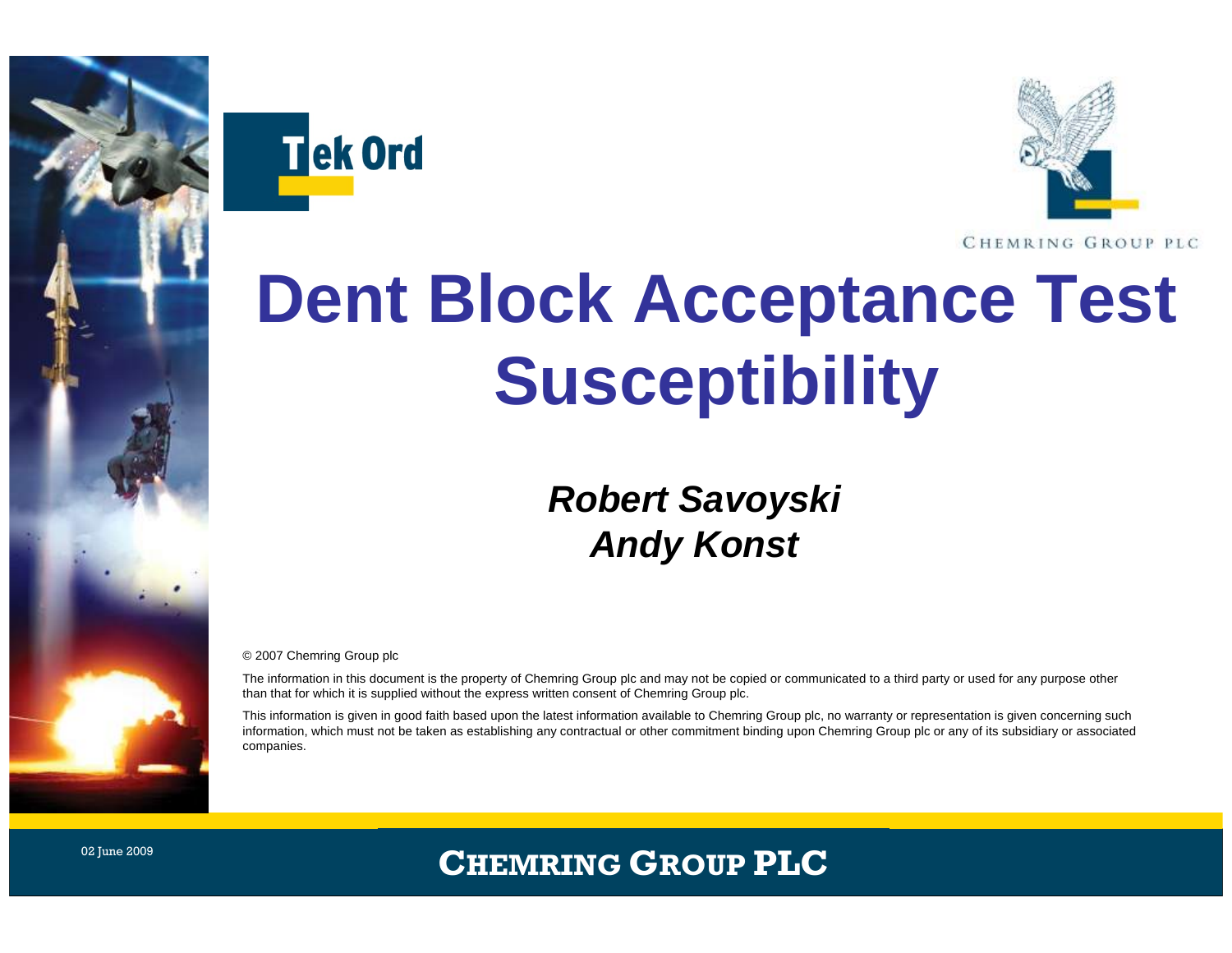# Dent Block Acceptance Test Susceptibility

***Robert Savoyski***
***Andy Konst***

© 2007 Chemring Group plc

The information in this document is the property of Chemring Group plc and may not be copied or communicated to a third party or used for any purpose other than that for which it is supplied without the express written consent of Chemring Group plc.

This information is given in good faith based upon the latest information available to Chemring Group plc, no warranty or representation is given concerning such information, which must not be taken as establishing any contractual or other commitment binding upon Chemring Group plc or any of its subsidiary or associated companies.

02 June 2009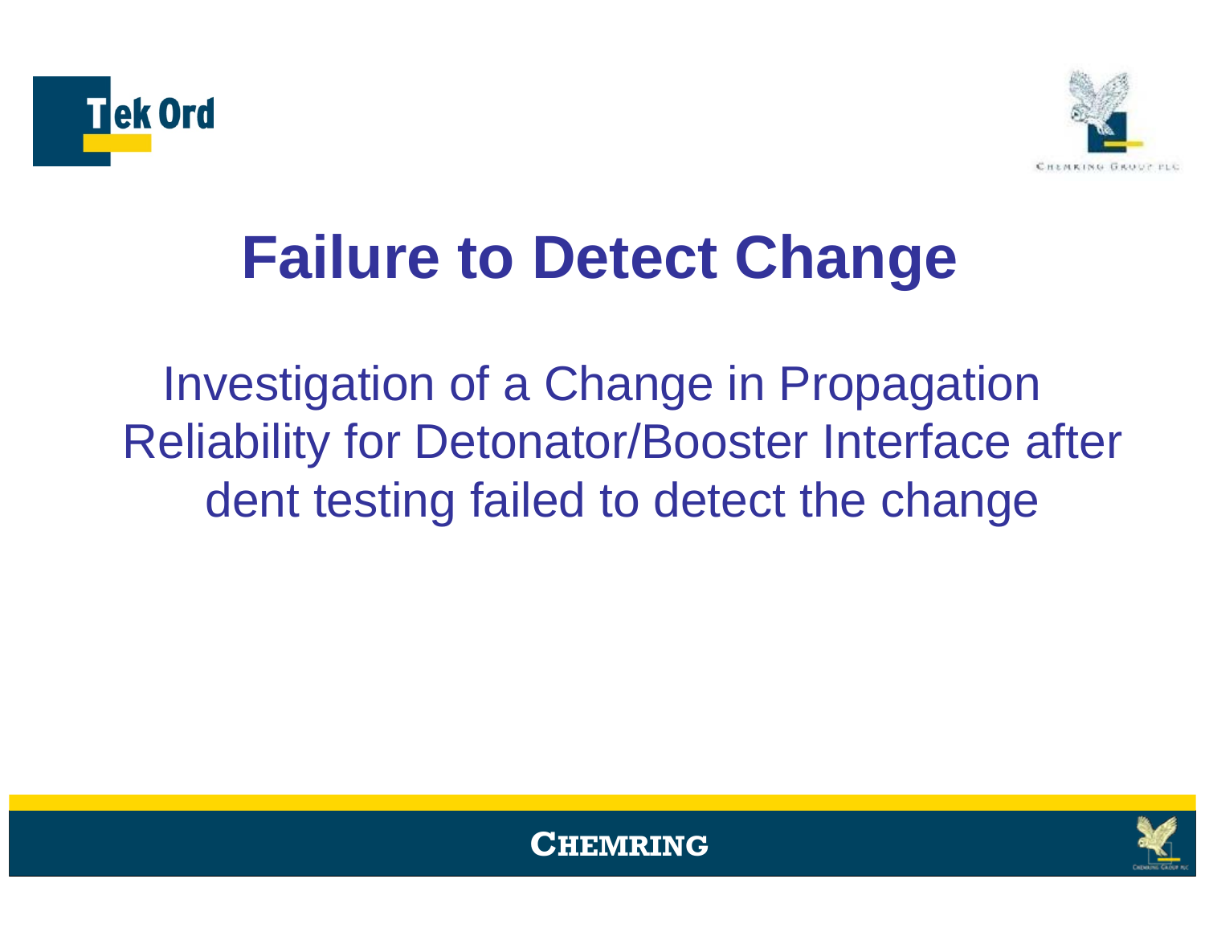# Failure to Detect Change

Investigation of a Change in Propagation Reliability for Detonator/Booster Interface after dent testing failed to detect the change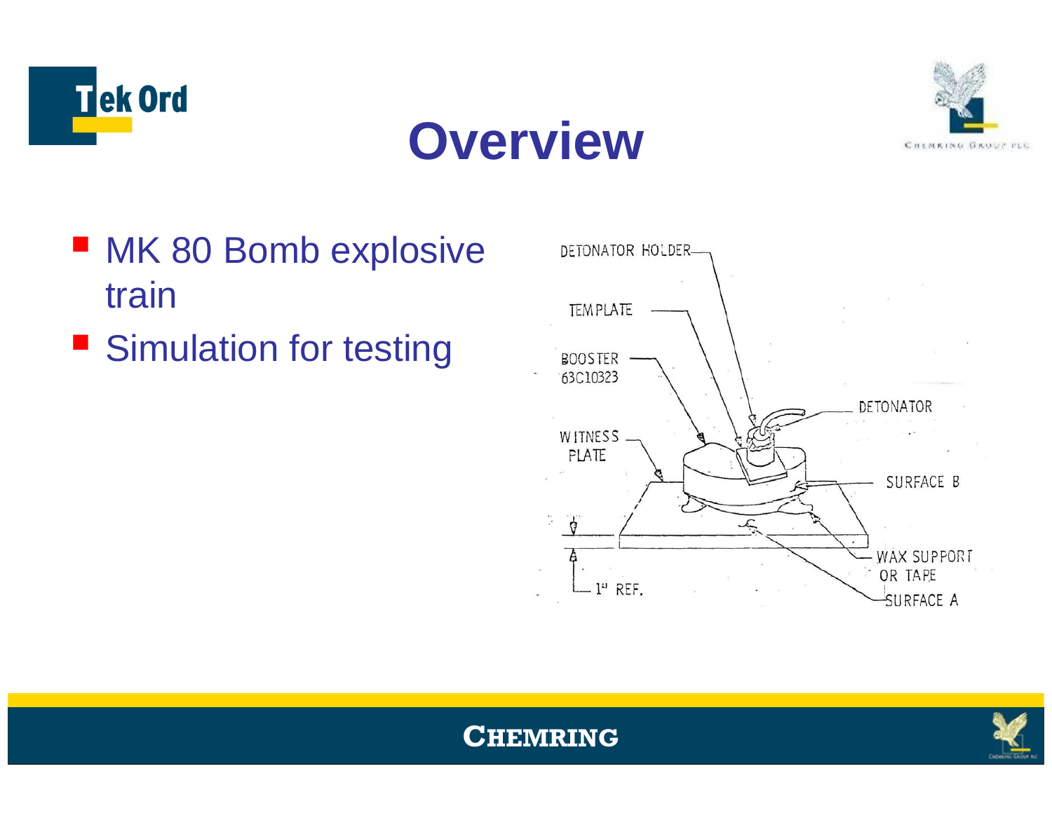# Overview

- MK 80 Bomb explosive train
- Simulation for testing

DETONATOR HOLDER

TEMPLATE

BOOSTER 63C10323

DETONATOR

WITNESS PLATE

SURFACE B

WAX SUPPORT OR TAPE

1" REF.

SURFACE A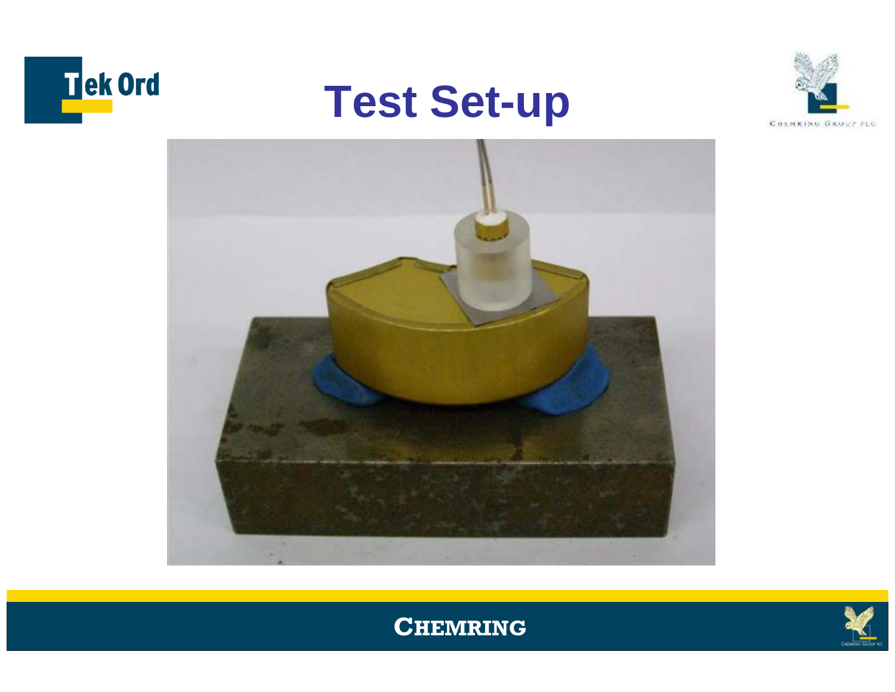# Test Set-up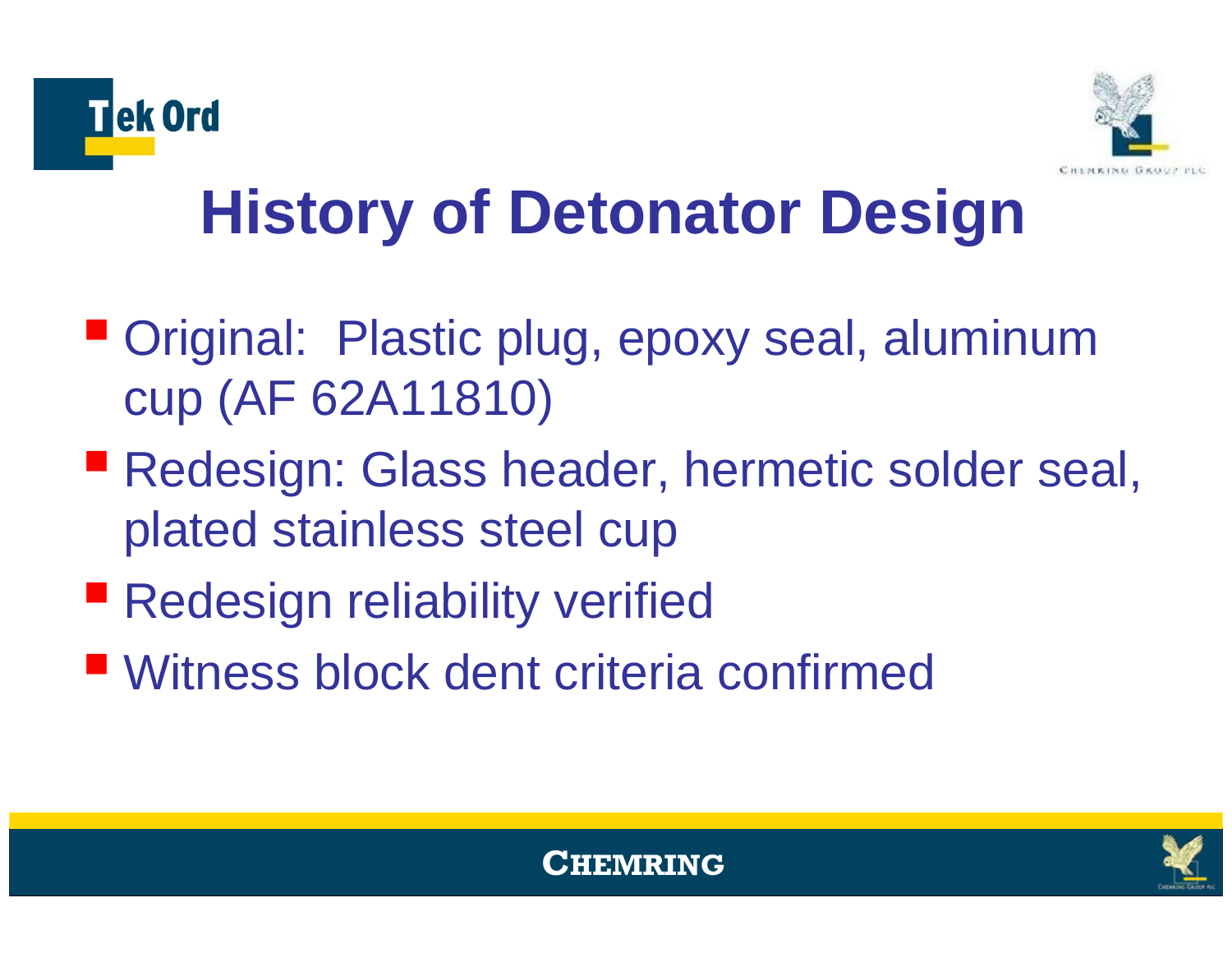# History of Detonator Design

- Original: Plastic plug, epoxy seal, aluminum cup (AF 62A11810)
- Redesign: Glass header, hermetic solder seal, plated stainless steel cup
- Redesign reliability verified
- Witness block dent criteria confirmed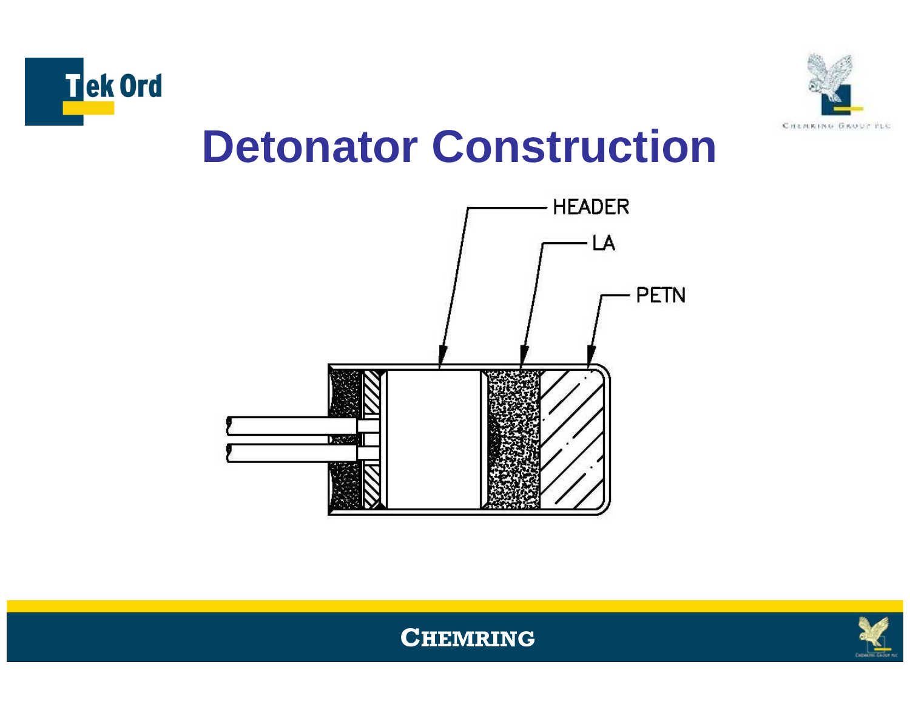# Detonator Construction

HEADER

LA

PETN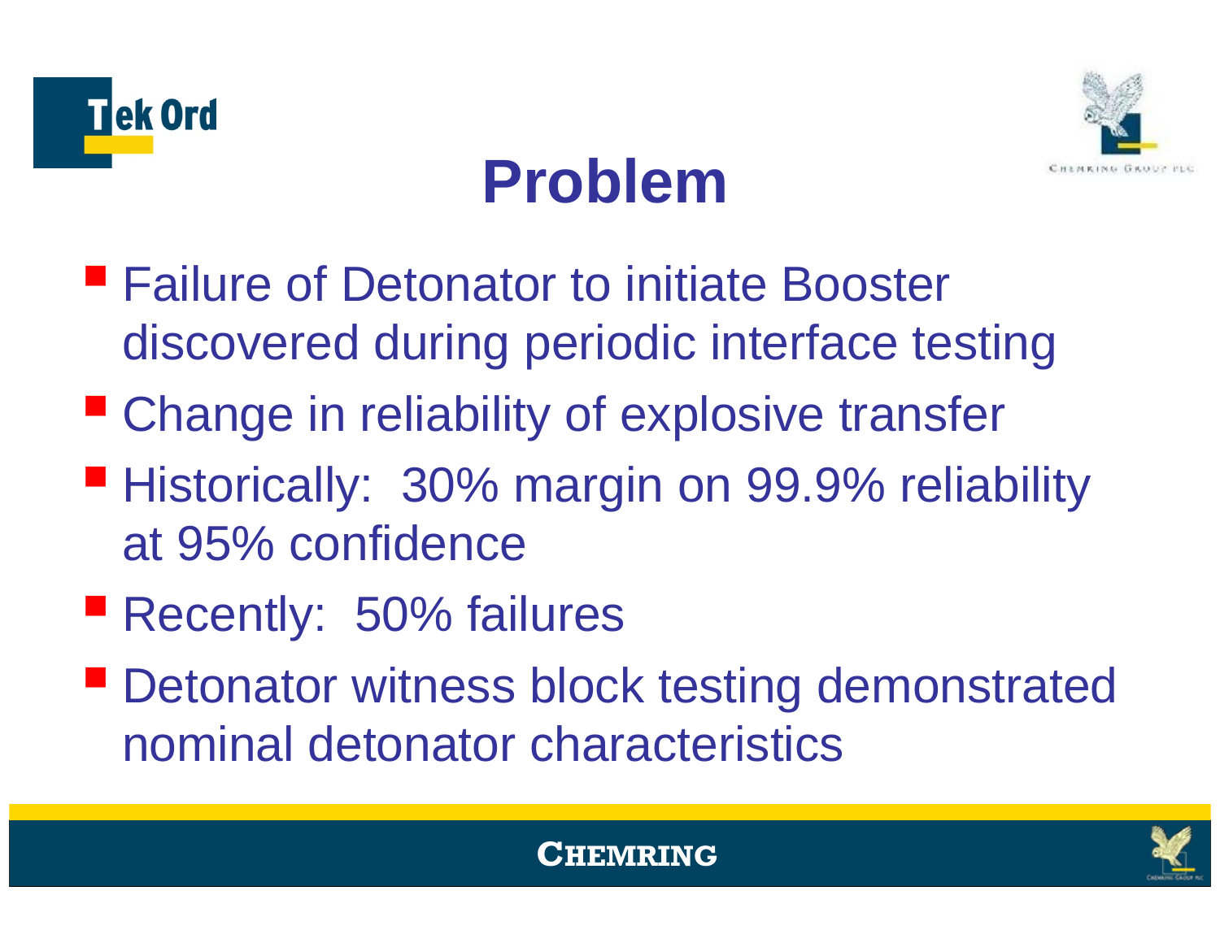# Problem

- Failure of Detonator to initiate Booster discovered during periodic interface testing
- Change in reliability of explosive transfer
- Historically: 30% margin on 99.9% reliability at 95% confidence
- Recently: 50% failures
- Detonator witness block testing demonstrated nominal detonator characteristics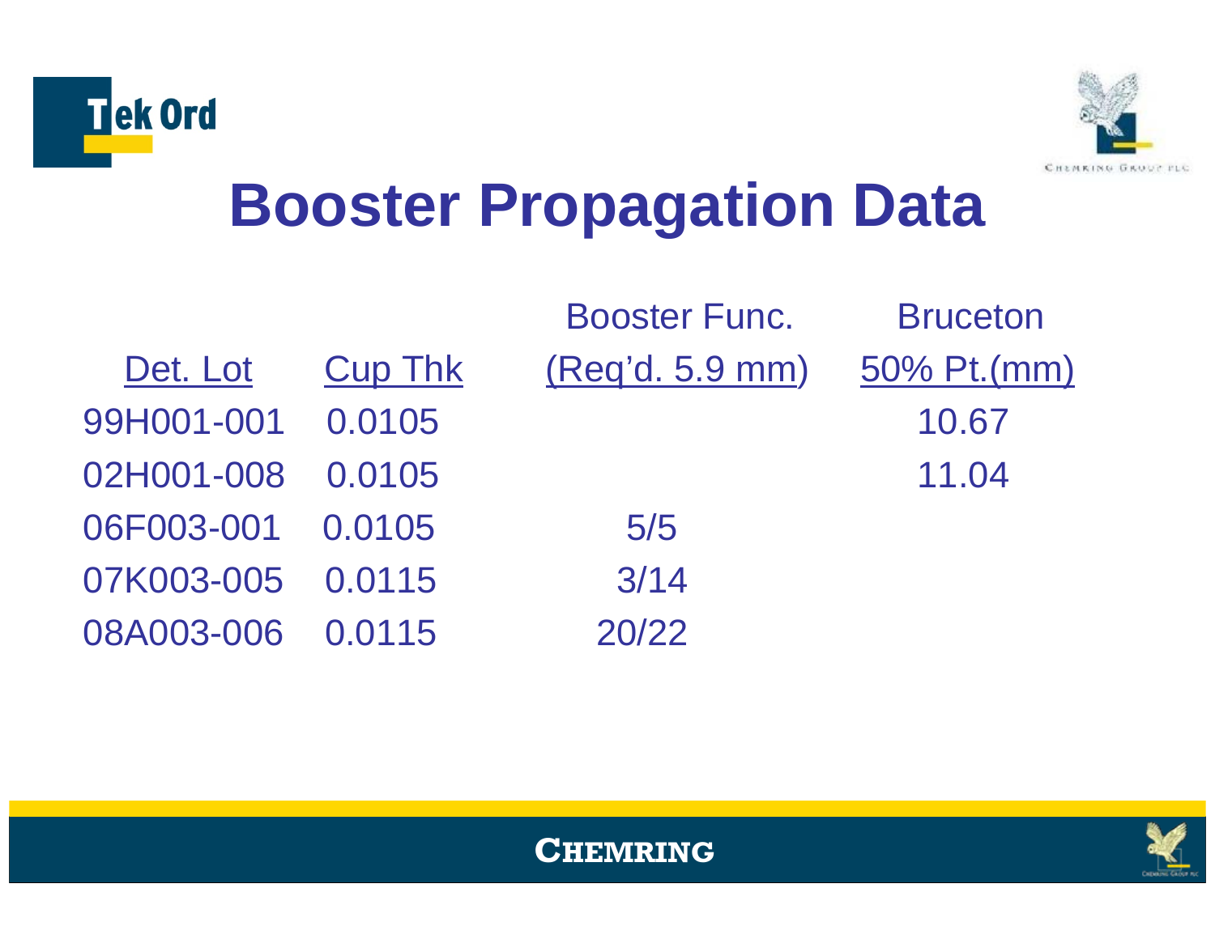# Booster Propagation Data

| Det. Lot | Cup Thk | Booster Func. (Req'd. 5.9 mm) | Bruceton 50% Pt.(mm) |
|---|---|---|---|
| 99H001-001 | 0.0105 | | 10.67 |
| 02H001-008 | 0.0105 | | 11.04 |
| 06F003-001 | 0.0105 | 5/5 | |
| 07K003-005 | 0.0115 | 3/14 | |
| 08A003-006 | 0.0115 | 20/22 | |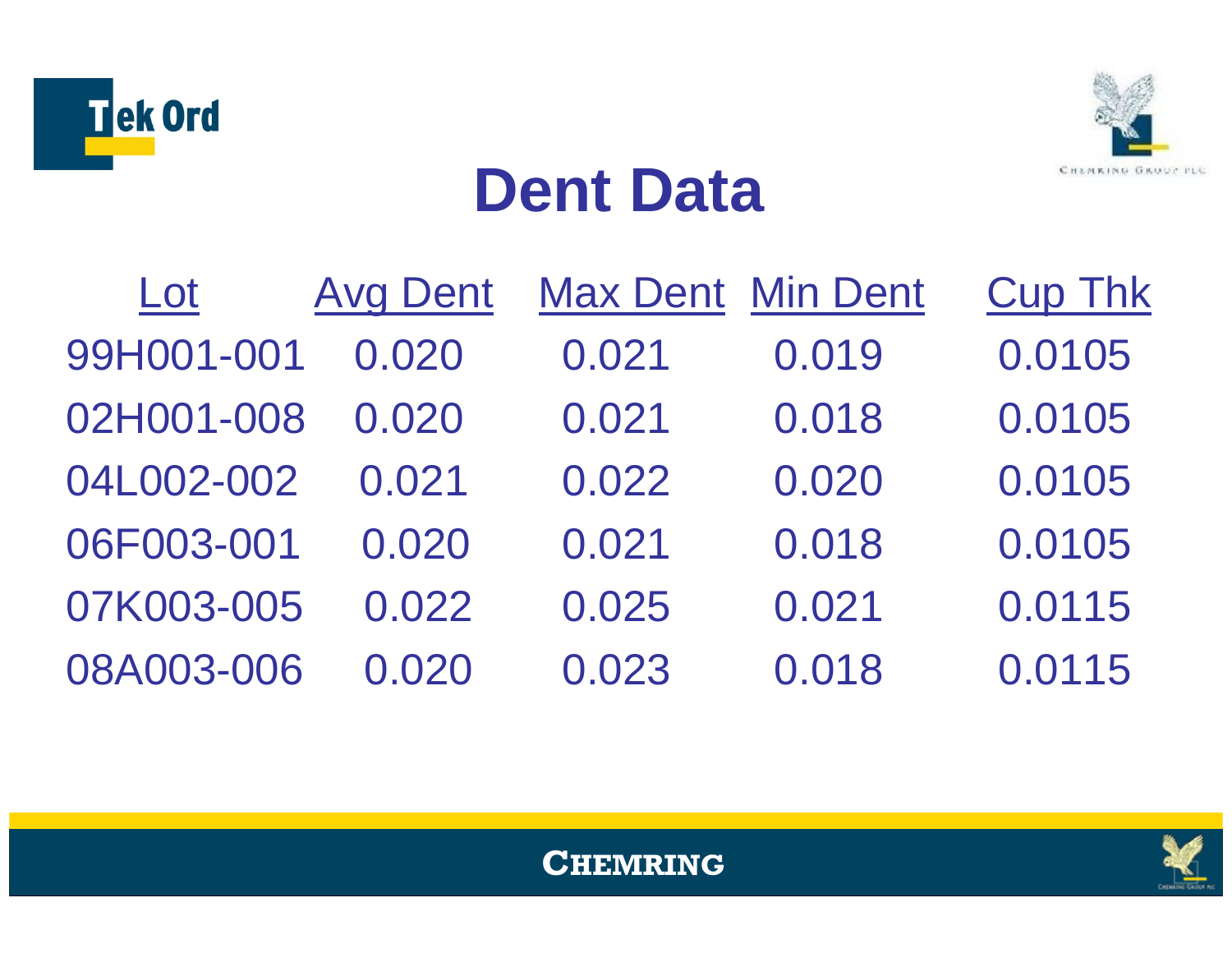# Dent Data

| Lot | Avg Dent | Max Dent | Min Dent | Cup Thk |
|---|---|---|---|---|
| 99H001-001 | 0.020 | 0.021 | 0.019 | 0.0105 |
| 02H001-008 | 0.020 | 0.021 | 0.018 | 0.0105 |
| 04L002-002 | 0.021 | 0.022 | 0.020 | 0.0105 |
| 06F003-001 | 0.020 | 0.021 | 0.018 | 0.0105 |
| 07K003-005 | 0.022 | 0.025 | 0.021 | 0.0115 |
| 08A003-006 | 0.020 | 0.023 | 0.018 | 0.0115 |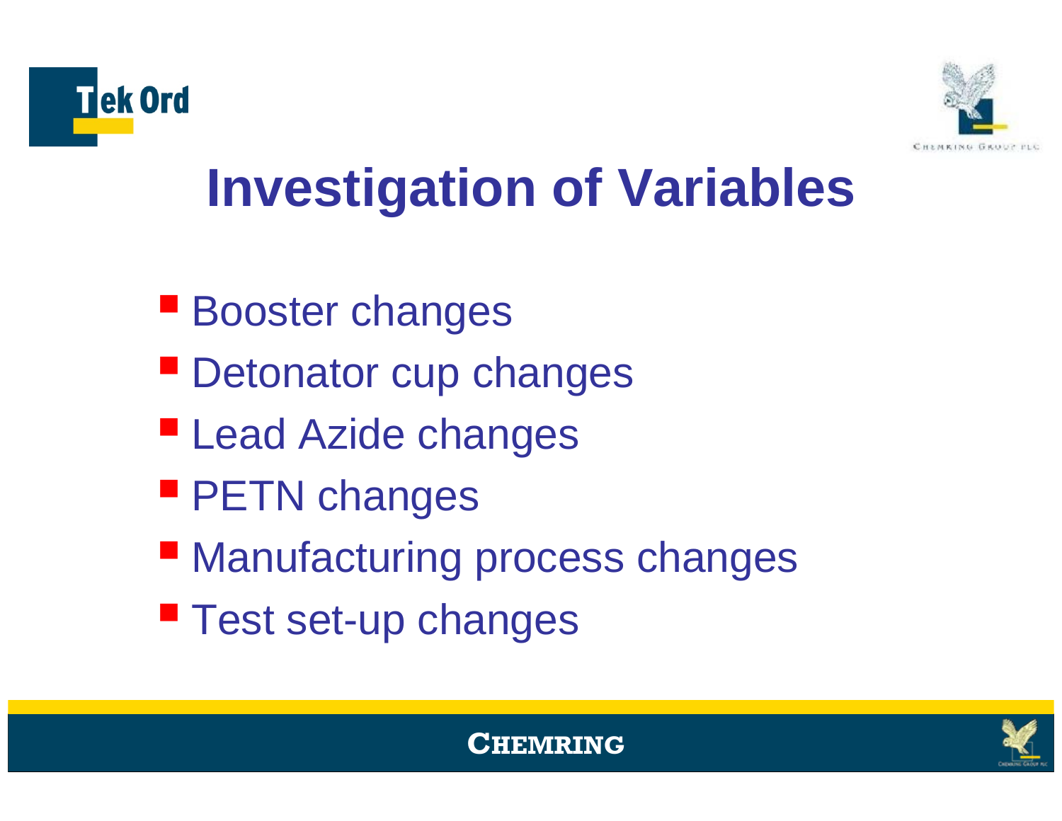# Investigation of Variables

- Booster changes
- Detonator cup changes
- Lead Azide changes
- PETN changes
- Manufacturing process changes
- Test set-up changes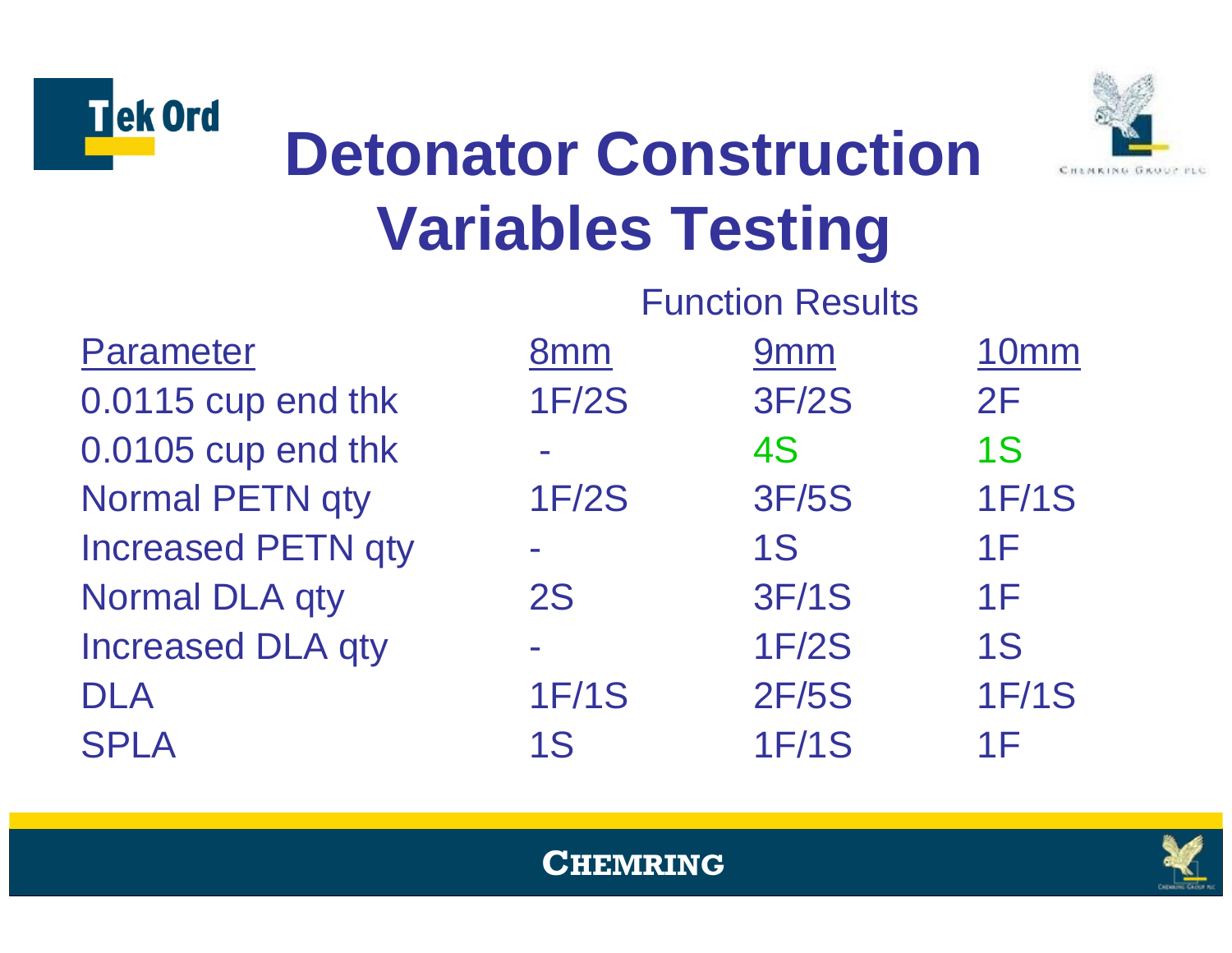# Detonator Construction Variables Testing

| Parameter | Function Results | | |
|---|---|---|---|
| | 8mm | 9mm | 10mm |
| 0.0115 cup end thk | 1F/2S | 3F/2S | 2F |
| 0.0105 cup end thk | - | 4S | 1S |
| Normal PETN qty | 1F/2S | 3F/5S | 1F/1S |
| Increased PETN qty | - | 1S | 1F |
| Normal DLA qty | 2S | 3F/1S | 1F |
| Increased DLA qty | - | 1F/2S | 1S |
| DLA | 1F/1S | 2F/5S | 1F/1S |
| SPLA | 1S | 1F/1S | 1F |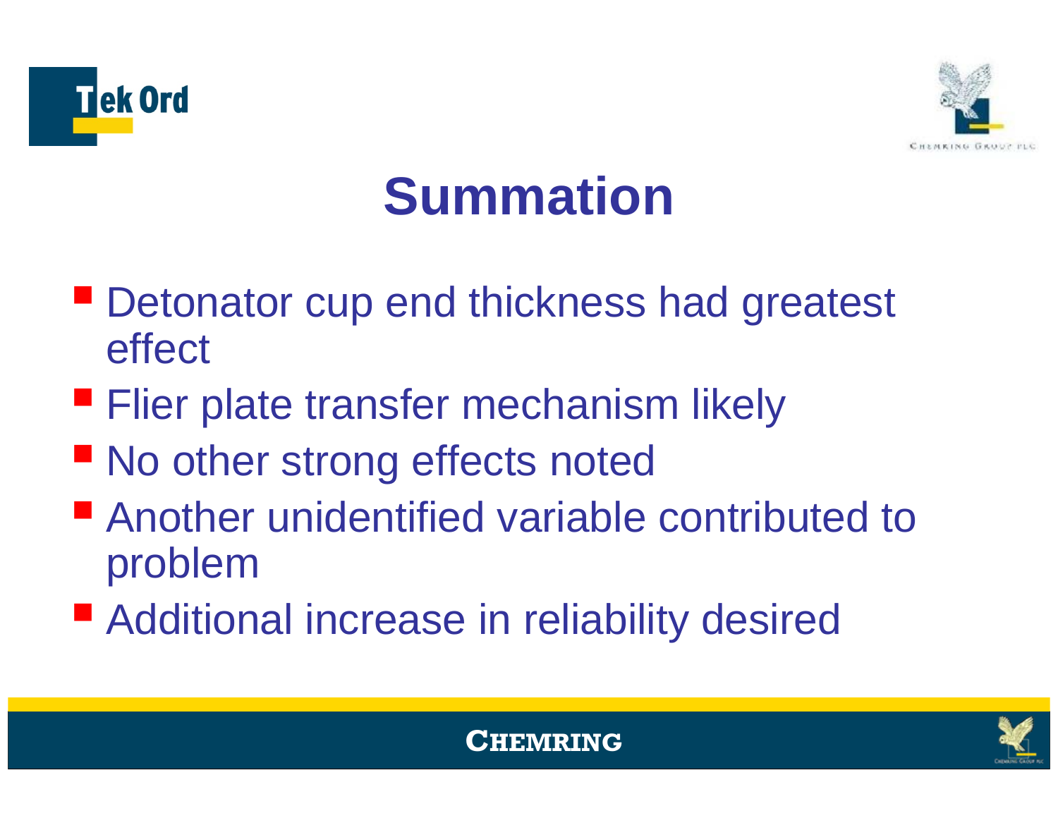# Summation

- Detonator cup end thickness had greatest effect
- Flier plate transfer mechanism likely
- No other strong effects noted
- Another unidentified variable contributed to problem
- Additional increase in reliability desired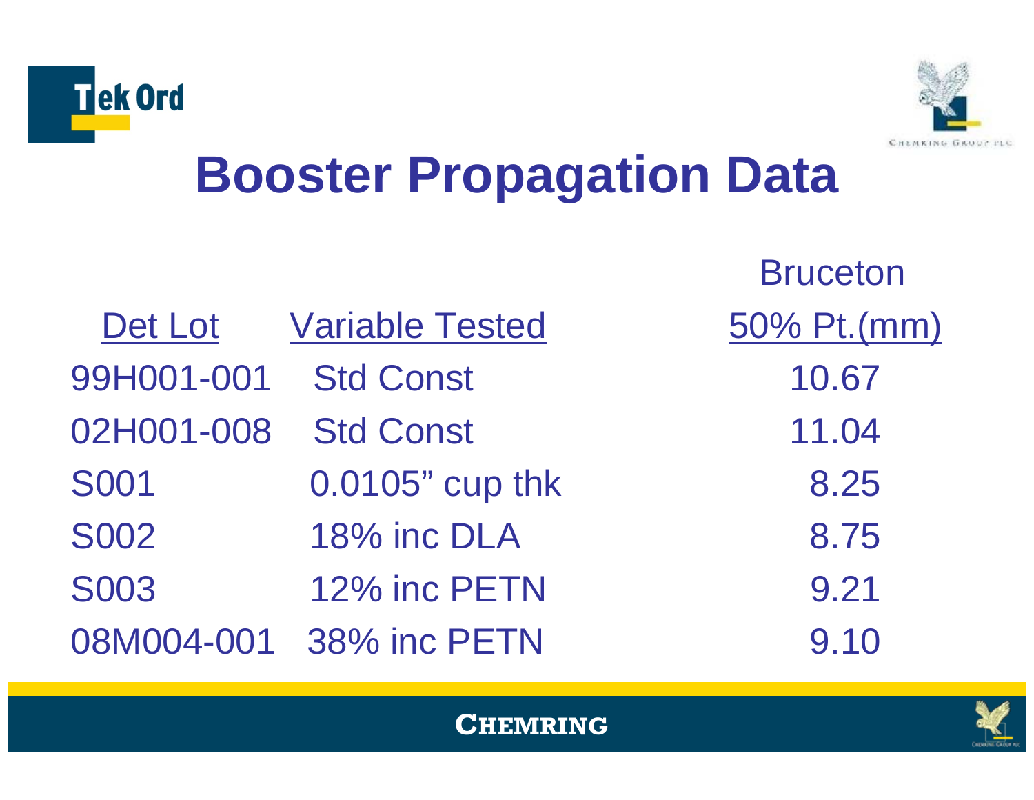# Booster Propagation Data

| Det Lot | Variable Tested | Bruceton 50% Pt.(mm) |
|---|---|---|
| 99H001-001 | Std Const | 10.67 |
| 02H001-008 | Std Const | 11.04 |
| S001 | 0.0105” cup thk | 8.25 |
| S002 | 18% inc DLA | 8.75 |
| S003 | 12% inc PETN | 9.21 |
| 08M004-001 | 38% inc PETN | 9.10 |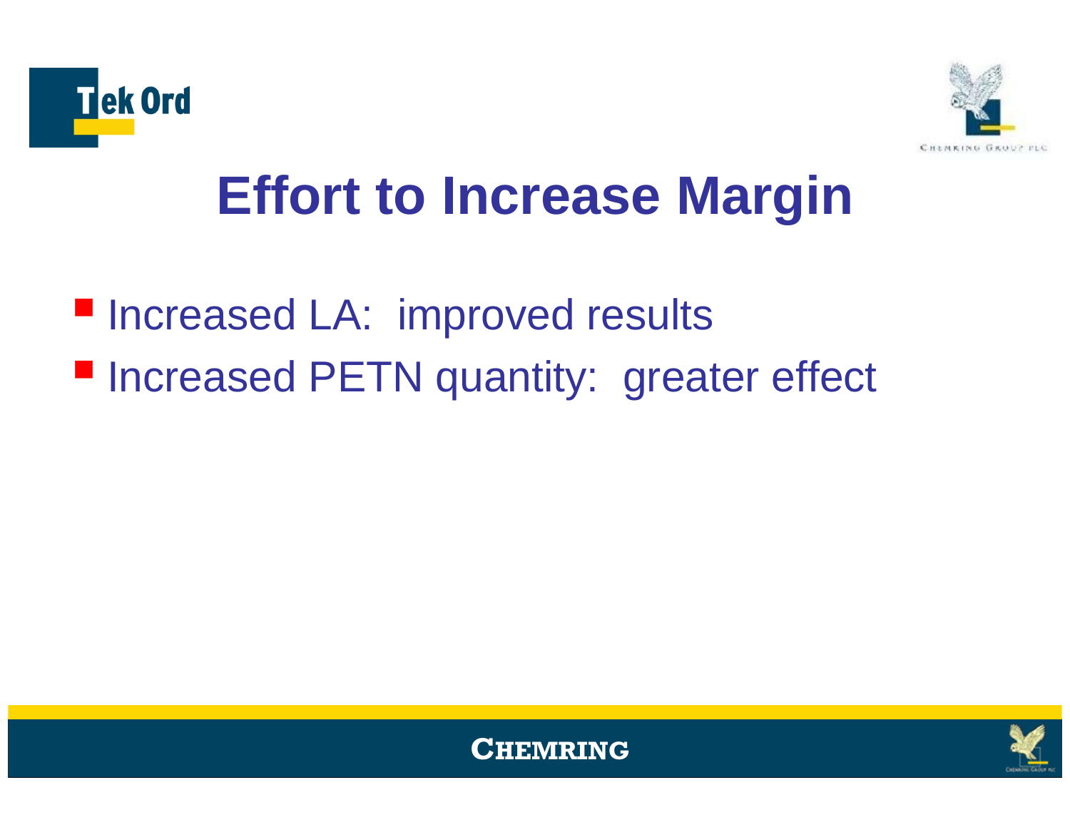# Effort to Increase Margin

- Increased LA: improved results
- Increased PETN quantity: greater effect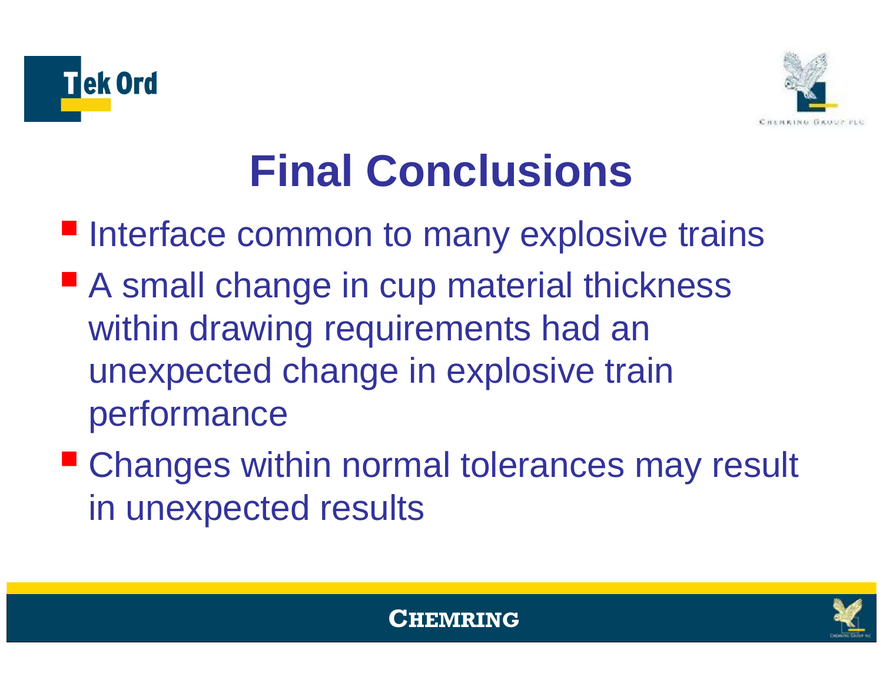# Final Conclusions

- Interface common to many explosive trains
- A small change in cup material thickness within drawing requirements had an unexpected change in explosive train performance
- Changes within normal tolerances may result in unexpected results